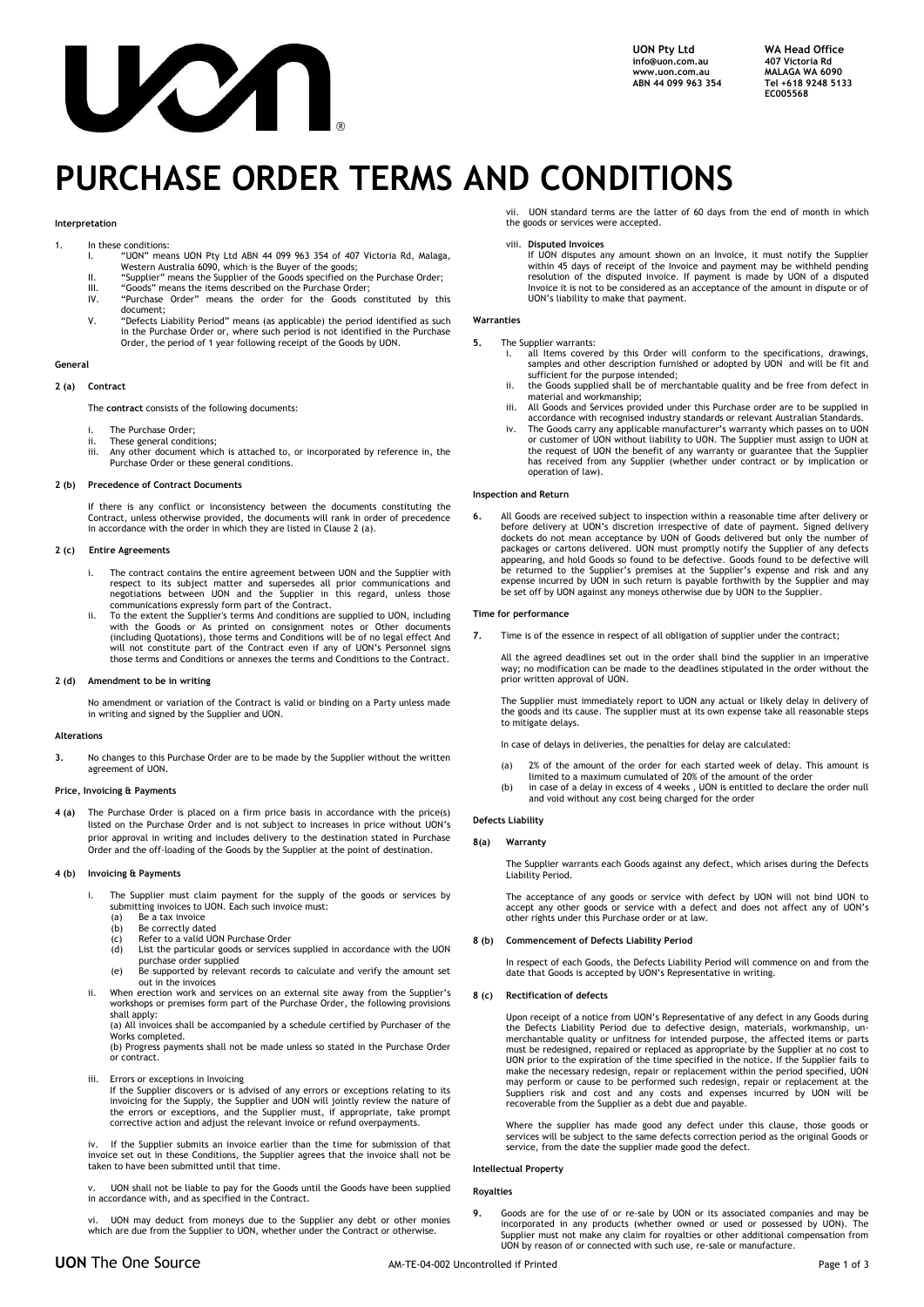UON Pty Ltd
info@uon.com.au
www.uon.com.au
ABN 44 099 963 354

WA Head Office
407 Victoria Rd
MALAGA WA 6090
Tel +618 9248 5133
EC005568

# PURCHASE ORDER TERMS AND CONDITIONS

### Interpretation

1. In these conditions:
   I. "UON" means UON Pty Ltd ABN 44 099 963 354 of 407 Victoria Rd, Malaga, Western Australia 6090, which is the Buyer of the goods;
   II. "Supplier" means the Supplier of the Goods specified on the Purchase Order;
   III. "Goods" means the items described on the Purchase Order;
   IV. "Purchase Order" means the order for the Goods constituted by this document;
   V. "Defects Liability Period" means (as applicable) the period identified as such in the Purchase Order or, where such period is not identified in the Purchase Order, the period of 1 year following receipt of the Goods by UON.

### General

**2 (a) Contract**

The **contract** consists of the following documents:

i. The Purchase Order;
ii. These general conditions;
iii. Any other document which is attached to, or incorporated by reference in, the Purchase Order or these general conditions.

**2 (b) Precedence of Contract Documents**

If there is any conflict or inconsistency between the documents constituting the Contract, unless otherwise provided, the documents will rank in order of precedence in accordance with the order in which they are listed in Clause 2 (a).

**2 (c) Entire Agreements**

i. The contract contains the entire agreement between UON and the Supplier with respect to its subject matter and supersedes all prior communications and negotiations between UON and the Supplier in this regard, unless those communications expressly form part of the Contract.
ii. To the extent the Supplier's terms And conditions are supplied to UON, including with the Goods or As printed on consignment notes or Other documents (including Quotations), those terms and Conditions will be of no legal effect And will not constitute part of the Contract even if any of UON's Personnel signs those terms and Conditions or annexes the terms and Conditions to the Contract.

**2 (d) Amendment to be in writing**

No amendment or variation of the Contract is valid or binding on a Party unless made in writing and signed by the Supplier and UON.

### Alterations

**3.** No changes to this Purchase Order are to be made by the Supplier without the written agreement of UON.

### Price, Invoicing & Payments

**4 (a)** The Purchase Order is placed on a firm price basis in accordance with the price(s) listed on the Purchase Order and is not subject to increases in price without UON's prior approval in writing and includes delivery to the destination stated in Purchase Order and the off-loading of the Goods by the Supplier at the point of destination.

**4 (b) Invoicing & Payments**

i. The Supplier must claim payment for the supply of the goods or services by submitting invoices to UON. Each such invoice must:
   (a) Be a tax invoice
   (b) Be correctly dated
   (c) Refer to a valid UON Purchase Order
   (d) List the particular goods or services supplied in accordance with the UON purchase order supplied
   (e) Be supported by relevant records to calculate and verify the amount set out in the invoices
ii. When erection work and services on an external site away from the Supplier's workshops or premises form part of the Purchase Order, the following provisions shall apply:
   (a) All invoices shall be accompanied by a schedule certified by Purchaser of the Works completed.
   (b) Progress payments shall not be made unless so stated in the Purchase Order or contract.
iii. Errors or exceptions in Invoicing
   If the Supplier discovers or is advised of any errors or exceptions relating to its invoicing for the Supply, the Supplier and UON will jointly review the nature of the errors or exceptions, and the Supplier must, if appropriate, take prompt corrective action and adjust the relevant invoice or refund overpayments.

iv. If the Supplier submits an invoice earlier than the time for submission of that invoice set out in these Conditions, the Supplier agrees that the invoice shall not be taken to have been submitted until that time.

v. UON shall not be liable to pay for the Goods until the Goods have been supplied in accordance with, and as specified in the Contract.

vi. UON may deduct from moneys due to the Supplier any debt or other monies which are due from the Supplier to UON, whether under the Contract or otherwise.

vii. UON standard terms are the latter of 60 days from the end of month in which the goods or services were accepted.

viii. **Disputed Invoices**
   If UON disputes any amount shown on an Invoice, it must notify the Supplier within 45 days of receipt of the Invoice and payment may be withheld pending resolution of the disputed invoice. If payment is made by UON of a disputed Invoice it is not to be considered as an acceptance of the amount in dispute or of UON's liability to make that payment.

### Warranties

**5.** The Supplier warrants:
   i. all Items covered by this Order will conform to the specifications, drawings, samples and other description furnished or adopted by UON and will be fit and sufficient for the purpose intended;
   ii. the Goods supplied shall be of merchantable quality and be free from defect in material and workmanship;
   iii. All Goods and Services provided under this Purchase order are to be supplied in accordance with recognised industry standards or relevant Australian Standards.
   iv. The Goods carry any applicable manufacturer's warranty which passes on to UON or customer of UON without liability to UON. The Supplier must assign to UON at the request of UON the benefit of any warranty or guarantee that the Supplier has received from any Supplier (whether under contract or by implication or operation of law).

### Inspection and Return

**6.** All Goods are received subject to inspection within a reasonable time after delivery or before delivery at UON's discretion irrespective of date of payment. Signed delivery dockets do not mean acceptance by UON of Goods delivered but only the number of packages or cartons delivered. UON must promptly notify the Supplier of any defects appearing, and hold Goods so found to be defective. Goods found to be defective will be returned to the Supplier's premises at the Supplier's expense and risk and any expense incurred by UON in such return is payable forthwith by the Supplier and may be set off by UON against any moneys otherwise due by UON to the Supplier.

### Time for performance

**7.** Time is of the essence in respect of all obligation of supplier under the contract;

All the agreed deadlines set out in the order shall bind the supplier in an imperative way; no modification can be made to the deadlines stipulated in the order without the prior written approval of UON.

The Supplier must immediately report to UON any actual or likely delay in delivery of the goods and its cause. The supplier must at its own expense take all reasonable steps to mitigate delays.

In case of delays in deliveries, the penalties for delay are calculated:

(a) 2% of the amount of the order for each started week of delay. This amount is limited to a maximum cumulated of 20% of the amount of the order
(b) in case of a delay in excess of 4 weeks , UON is entitled to declare the order null and void without any cost being charged for the order

### Defects Liability

**8(a) Warranty**

The Supplier warrants each Goods against any defect, which arises during the Defects Liability Period.

The acceptance of any goods or service with defect by UON will not bind UON to accept any other goods or service with a defect and does not affect any of UON's other rights under this Purchase order or at law.

**8 (b) Commencement of Defects Liability Period**

In respect of each Goods, the Defects Liability Period will commence on and from the date that Goods is accepted by UON's Representative in writing.

**8 (c) Rectification of defects**

Upon receipt of a notice from UON's Representative of any defect in any Goods during the Defects Liability Period due to defective design, materials, workmanship, un-merchantable quality or unfitness for intended purpose, the affected items or parts must be redesigned, repaired or replaced as appropriate by the Supplier at no cost to UON prior to the expiration of the time specified in the notice. If the Supplier fails to make the necessary redesign, repair or replacement within the period specified, UON may perform or cause to be performed such redesign, repair or replacement at the Suppliers risk and cost and any costs and expenses incurred by UON will be recoverable from the Supplier as a debt due and payable.

Where the supplier has made good any defect under this clause, those goods or services will be subject to the same defects correction period as the original Goods or service, from the date the supplier made good the defect.

### Intellectual Property

### Royalties

**9.** Goods are for the use of or re-sale by UON or its associated companies and may be incorporated in any products (whether owned or used or possessed by UON). The Supplier must not make any claim for royalties or other additional compensation from UON by reason of or connected with such use, re-sale or manufacture.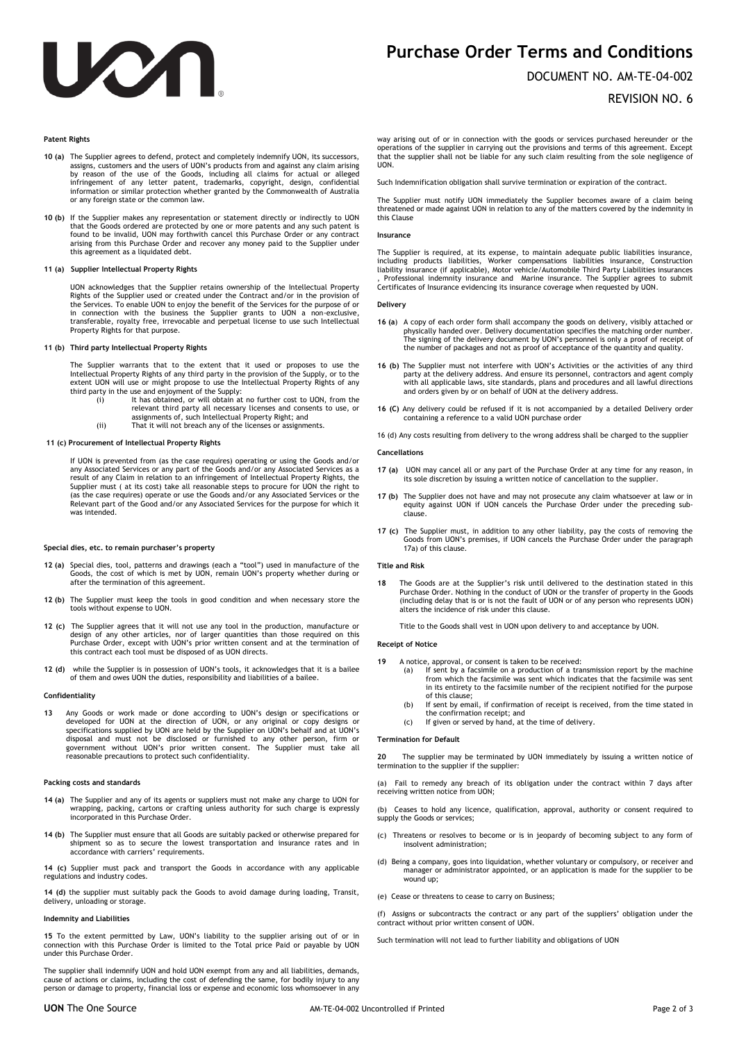**Patent Rights**

**10 (a)** The Supplier agrees to defend, protect and completely indemnify UON, its successors, assigns, customers and the users of UON's products from and against any claim arising by reason of the use of the Goods, including all claims for actual or alleged infringement of any letter patent, trademarks, copyright, design, confidential information or similar protection whether granted by the Commonwealth of Australia or any foreign state or the common law.

**10 (b)** If the Supplier makes any representation or statement directly or indirectly to UON that the Goods ordered are protected by one or more patents and any such patent is found to be invalid, UON may forthwith cancel this Purchase Order or any contract arising from this Purchase Order and recover any money paid to the Supplier under this agreement as a liquidated debt.

**11 (a) Supplier Intellectual Property Rights**

UON acknowledges that the Supplier retains ownership of the Intellectual Property Rights of the Supplier used or created under the Contract and/or in the provision of the Services. To enable UON to enjoy the benefit of the Services for the purpose of or in connection with the business the Supplier grants to UON a non-exclusive, transferable, royalty free, irrevocable and perpetual license to use such Intellectual Property Rights for that purpose.

**11 (b) Third party Intellectual Property Rights**

The Supplier warrants that to the extent that it used or proposes to use the Intellectual Property Rights of any third party in the provision of the Supply, or to the extent UON will use or might propose to use the Intellectual Property Rights of any third party in the use and enjoyment of the Supply:

(i) It has obtained, or will obtain at no further cost to UON, from the relevant third party all necessary licenses and consents to use, or assignments of, such Intellectual Property Right; and

(ii) That it will not breach any of the licenses or assignments.

**11 (c) Procurement of Intellectual Property Rights**

If UON is prevented from (as the case requires) operating or using the Goods and/or any Associated Services or any part of the Goods and/or any Associated Services as a result of any Claim in relation to an infringement of Intellectual Property Rights, the Supplier must ( at its cost) take all reasonable steps to procure for UON the right to (as the case requires) operate or use the Goods and/or any Associated Services or the Relevant part of the Good and/or any Associated Services for the purpose for which it was intended.

**Special dies, etc. to remain purchaser's property**

**12 (a)** Special dies, tool, patterns and drawings (each a "tool") used in manufacture of the Goods, the cost of which is met by UON, remain UON's property whether during or after the termination of this agreement.

**12 (b)** The Supplier must keep the tools in good condition and when necessary store the tools without expense to UON.

**12 (c)** The Supplier agrees that it will not use any tool in the production, manufacture or design of any other articles, nor of larger quantities than those required on this Purchase Order, except with UON's prior written consent and at the termination of this contract each tool must be disposed of as UON directs.

**12 (d)** while the Supplier is in possession of UON's tools, it acknowledges that it is a bailee of them and owes UON the duties, responsibility and liabilities of a bailee.

**Confidentiality**

**13** Any Goods or work made or done according to UON's design or specifications or developed for UON at the direction of UON, or any original or copy designs or specifications supplied by UON are held by the Supplier on UON's behalf and at UON's disposal and must not be disclosed or furnished to any other person, firm or government without UON's prior written consent. The Supplier must take all reasonable precautions to protect such confidentiality.

**Packing costs and standards**

**14 (a)** The Supplier and any of its agents or suppliers must not make any charge to UON for wrapping, packing, cartons or crafting unless authority for such charge is expressly incorporated in this Purchase Order.

**14 (b)** The Supplier must ensure that all Goods are suitably packed or otherwise prepared for shipment so as to secure the lowest transportation and insurance rates and in accordance with carriers' requirements.

**14 (c)** Supplier must pack and transport the Goods in accordance with any applicable regulations and industry codes.

**14 (d)** the supplier must suitably pack the Goods to avoid damage during loading, Transit, delivery, unloading or storage.

**Indemnity and Liabilities**

**15** To the extent permitted by Law, UON's liability to the supplier arising out of or in connection with this Purchase Order is limited to the Total price Paid or payable by UON under this Purchase Order.

The supplier shall indemnify UON and hold UON exempt from any and all liabilities, demands, cause of actions or claims, including the cost of defending the same, for bodily injury to any person or damage to property, financial loss or expense and economic loss whomsoever in any way arising out of or in connection with the goods or services purchased hereunder or the operations of the supplier in carrying out the provisions and terms of this agreement. Except that the supplier shall not be liable for any such claim resulting from the sole negligence of UON.

Such Indemnification obligation shall survive termination or expiration of the contract.

The Supplier must notify UON immediately the Supplier becomes aware of a claim being threatened or made against UON in relation to any of the matters covered by the indemnity in this Clause

**Insurance**

The Supplier is required, at its expense, to maintain adequate public liabilities insurance, including products liabilities, Worker compensations liabilities insurance, Construction liability insurance (if applicable), Motor vehicle/Automobile Third Party Liabilities insurances , Professional indemnity insurance and Marine insurance. The Supplier agrees to submit Certificates of Insurance evidencing its insurance coverage when requested by UON.

**Delivery**

**16 (a)** A copy of each order form shall accompany the goods on delivery, visibly attached or physically handed over. Delivery documentation specifies the matching order number. The signing of the delivery document by UON's personnel is only a proof of receipt of the number of packages and not as proof of acceptance of the quantity and quality.

**16 (b)** The Supplier must not interfere with UON's Activities or the activities of any third party at the delivery address. And ensure its personnel, contractors and agent comply with all applicable laws, site standards, plans and procedures and all lawful directions and orders given by or on behalf of UON at the delivery address.

**16 (C)** Any delivery could be refused if it is not accompanied by a detailed Delivery order containing a reference to a valid UON purchase order

16 (d) Any costs resulting from delivery to the wrong address shall be charged to the supplier

**Cancellations**

**17 (a)** UON may cancel all or any part of the Purchase Order at any time for any reason, in its sole discretion by issuing a written notice of cancellation to the supplier.

**17 (b)** The Supplier does not have and may not prosecute any claim whatsoever at law or in equity against UON if UON cancels the Purchase Order under the preceding sub-clause.

**17 (c)** The Supplier must, in addition to any other liability, pay the costs of removing the Goods from UON's premises, if UON cancels the Purchase Order under the paragraph 17a) of this clause.

**Title and Risk**

**18** The Goods are at the Supplier's risk until delivered to the destination stated in this Purchase Order. Nothing in the conduct of UON or the transfer of property in the Goods (including delay that is or is not the fault of UON or of any person who represents UON) alters the incidence of risk under this clause.

Title to the Goods shall vest in UON upon delivery to and acceptance by UON.

**Receipt of Notice**

**19** A notice, approval, or consent is taken to be received:

(a) If sent by a facsimile on a production of a transmission report by the machine from which the facsimile was sent which indicates that the facsimile was sent in its entirety to the facsimile number of the recipient notified for the purpose of this clause;

(b) If sent by email, if confirmation of receipt is received, from the time stated in the confirmation receipt; and

(c) If given or served by hand, at the time of delivery.

**Termination for Default**

**20** The supplier may be terminated by UON immediately by issuing a written notice of termination to the supplier if the supplier:

(a) Fail to remedy any breach of its obligation under the contract within 7 days after receiving written notice from UON;

(b) Ceases to hold any licence, qualification, approval, authority or consent required to supply the Goods or services;

(c) Threatens or resolves to become or is in jeopardy of becoming subject to any form of insolvent administration;

(d) Being a company, goes into liquidation, whether voluntary or compulsory, or receiver and manager or administrator appointed, or an application is made for the supplier to be wound up;

(e) Cease or threatens to cease to carry on Business;

(f) Assigns or subcontracts the contract or any part of the suppliers' obligation under the contract without prior written consent of UON.

Such termination will not lead to further liability and obligations of UON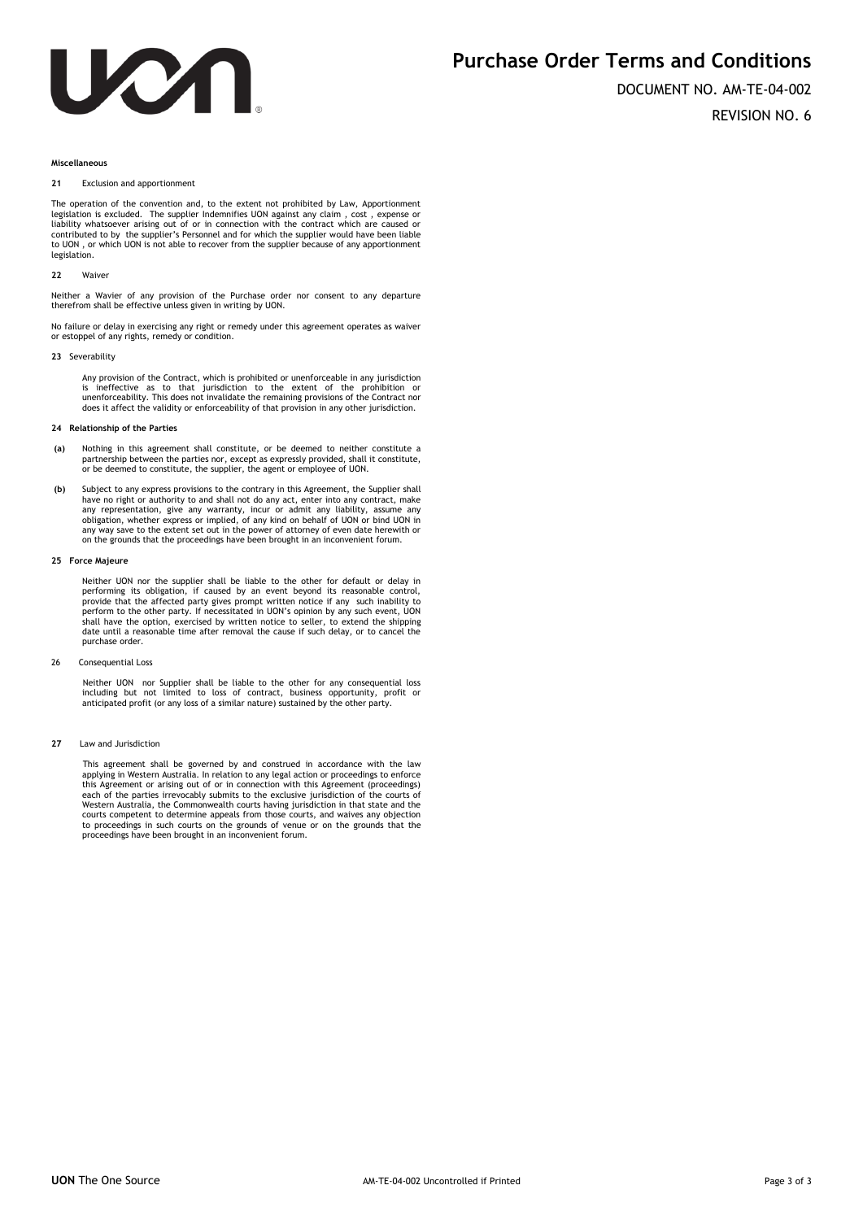# Purchase Order Terms and Conditions

DOCUMENT NO. AM-TE-04-002

REVISION NO. 6

**Miscellaneous**

**21** Exclusion and apportionment

The operation of the convention and, to the extent not prohibited by Law, Apportionment legislation is excluded. The supplier Indemnifies UON against any claim , cost , expense or liability whatsoever arising out of or in connection with the contract which are caused or contributed to by the supplier's Personnel and for which the supplier would have been liable to UON , or which UON is not able to recover from the supplier because of any apportionment legislation.

**22** Waiver

Neither a Wavier of any provision of the Purchase order nor consent to any departure therefrom shall be effective unless given in writing by UON.

No failure or delay in exercising any right or remedy under this agreement operates as waiver or estoppel of any rights, remedy or condition.

**23** Severability

Any provision of the Contract, which is prohibited or unenforceable in any jurisdiction is ineffective as to that jurisdiction to the extent of the prohibition or unenforceability. This does not invalidate the remaining provisions of the Contract nor does it affect the validity or enforceability of that provision in any other jurisdiction.

**24 Relationship of the Parties**

**(a)** Nothing in this agreement shall constitute, or be deemed to neither constitute a partnership between the parties nor, except as expressly provided, shall it constitute, or be deemed to constitute, the supplier, the agent or employee of UON.

**(b)** Subject to any express provisions to the contrary in this Agreement, the Supplier shall have no right or authority to and shall not do any act, enter into any contract, make any representation, give any warranty, incur or admit any liability, assume any obligation, whether express or implied, of any kind on behalf of UON or bind UON in any way save to the extent set out in the power of attorney of even date herewith or on the grounds that the proceedings have been brought in an inconvenient forum.

**25 Force Majeure**

Neither UON nor the supplier shall be liable to the other for default or delay in performing its obligation, if caused by an event beyond its reasonable control, provide that the affected party gives prompt written notice if any such inability to perform to the other party. If necessitated in UON's opinion by any such event, UON shall have the option, exercised by written notice to seller, to extend the shipping date until a reasonable time after removal the cause if such delay, or to cancel the purchase order.

26 Consequential Loss

Neither UON nor Supplier shall be liable to the other for any consequential loss including but not limited to loss of contract, business opportunity, profit or anticipated profit (or any loss of a similar nature) sustained by the other party.

**27** Law and Jurisdiction

This agreement shall be governed by and construed in accordance with the law applying in Western Australia. In relation to any legal action or proceedings to enforce this Agreement or arising out of or in connection with this Agreement (proceedings) each of the parties irrevocably submits to the exclusive jurisdiction of the courts of Western Australia, the Commonwealth courts having jurisdiction in that state and the courts competent to determine appeals from those courts, and waives any objection to proceedings in such courts on the grounds of venue or on the grounds that the proceedings have been brought in an inconvenient forum.